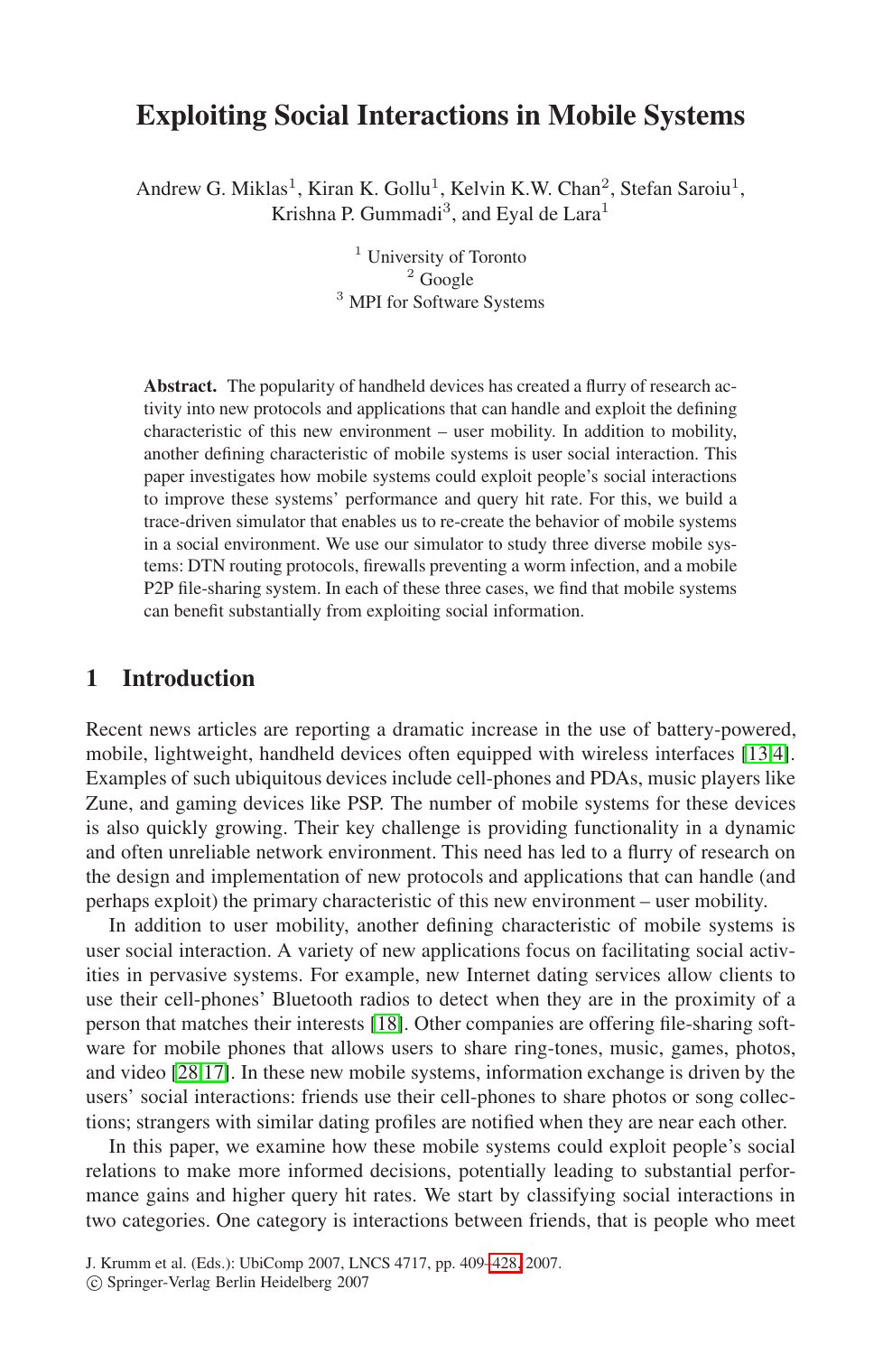# Exploiting Social Interactions in Mobile Systems

Andrew G. Miklas[1], Kiran K. Gollu[1], Kelvin K.W. Chan[2], Stefan Saroiu[1], Krishna P. Gummadi[3], and Eyal de Lara[1]

[1] University of Toronto
[2] Google
[3] MPI for Software Systems

**Abstract.** The popularity of handheld devices has created a flurry of research activity into new protocols and applications that can handle and exploit the defining characteristic of this new environment – user mobility. In addition to mobility, another defining characteristic of mobile systems is user social interaction. This paper investigates how mobile systems could exploit people's social interactions to improve these systems' performance and query hit rate. For this, we build a trace-driven simulator that enables us to re-create the behavior of mobile systems in a social environment. We use our simulator to study three diverse mobile systems: DTN routing protocols, firewalls preventing a worm infection, and a mobile P2P file-sharing system. In each of these three cases, we find that mobile systems can benefit substantially from exploiting social information.

## 1 Introduction

Recent news articles are reporting a dramatic increase in the use of battery-powered, mobile, lightweight, handheld devices often equipped with wireless interfaces [13,4]. Examples of such ubiquitous devices include cell-phones and PDAs, music players like Zune, and gaming devices like PSP. The number of mobile systems for these devices is also quickly growing. Their key challenge is providing functionality in a dynamic and often unreliable network environment. This need has led to a flurry of research on the design and implementation of new protocols and applications that can handle (and perhaps exploit) the primary characteristic of this new environment – user mobility.

In addition to user mobility, another defining characteristic of mobile systems is user social interaction. A variety of new applications focus on facilitating social activities in pervasive systems. For example, new Internet dating services allow clients to use their cell-phones' Bluetooth radios to detect when they are in the proximity of a person that matches their interests [18]. Other companies are offering file-sharing software for mobile phones that allows users to share ring-tones, music, games, photos, and video [28,17]. In these new mobile systems, information exchange is driven by the users' social interactions: friends use their cell-phones to share photos or song collections; strangers with similar dating profiles are notified when they are near each other.

In this paper, we examine how these mobile systems could exploit people's social relations to make more informed decisions, potentially leading to substantial performance gains and higher query hit rates. We start by classifying social interactions in two categories. One category is interactions between friends, that is people who meet

J. Krumm et al. (Eds.): UbiComp 2007, LNCS 4717, pp. 409–428, 2007.
© Springer-Verlag Berlin Heidelberg 2007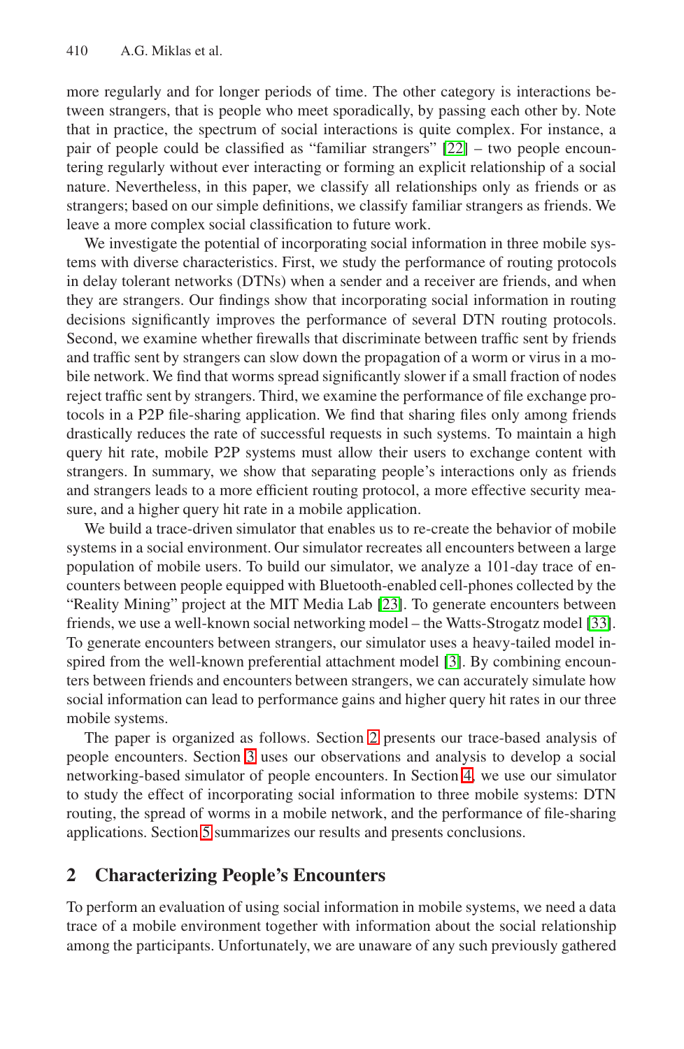more regularly and for longer periods of time. The other category is interactions between strangers, that is people who meet sporadically, by passing each other by. Note that in practice, the spectrum of social interactions is quite complex. For instance, a pair of people could be classified as "familiar strangers" [22] – two people encountering regularly without ever interacting or forming an explicit relationship of a social nature. Nevertheless, in this paper, we classify all relationships only as friends or as strangers; based on our simple definitions, we classify familiar strangers as friends. We leave a more complex social classification to future work.

We investigate the potential of incorporating social information in three mobile systems with diverse characteristics. First, we study the performance of routing protocols in delay tolerant networks (DTNs) when a sender and a receiver are friends, and when they are strangers. Our findings show that incorporating social information in routing decisions significantly improves the performance of several DTN routing protocols. Second, we examine whether firewalls that discriminate between traffic sent by friends and traffic sent by strangers can slow down the propagation of a worm or virus in a mobile network. We find that worms spread significantly slower if a small fraction of nodes reject traffic sent by strangers. Third, we examine the performance of file exchange protocols in a P2P file-sharing application. We find that sharing files only among friends drastically reduces the rate of successful requests in such systems. To maintain a high query hit rate, mobile P2P systems must allow their users to exchange content with strangers. In summary, we show that separating people's interactions only as friends and strangers leads to a more efficient routing protocol, a more effective security measure, and a higher query hit rate in a mobile application.

We build a trace-driven simulator that enables us to re-create the behavior of mobile systems in a social environment. Our simulator recreates all encounters between a large population of mobile users. To build our simulator, we analyze a 101-day trace of encounters between people equipped with Bluetooth-enabled cell-phones collected by the "Reality Mining" project at the MIT Media Lab [23]. To generate encounters between friends, we use a well-known social networking model – the Watts-Strogatz model [33]. To generate encounters between strangers, our simulator uses a heavy-tailed model inspired from the well-known preferential attachment model [3]. By combining encounters between friends and encounters between strangers, we can accurately simulate how social information can lead to performance gains and higher query hit rates in our three mobile systems.

The paper is organized as follows. Section 2 presents our trace-based analysis of people encounters. Section 3 uses our observations and analysis to develop a social networking-based simulator of people encounters. In Section 4, we use our simulator to study the effect of incorporating social information to three mobile systems: DTN routing, the spread of worms in a mobile network, and the performance of file-sharing applications. Section 5 summarizes our results and presents conclusions.

## 2 Characterizing People's Encounters

To perform an evaluation of using social information in mobile systems, we need a data trace of a mobile environment together with information about the social relationship among the participants. Unfortunately, we are unaware of any such previously gathered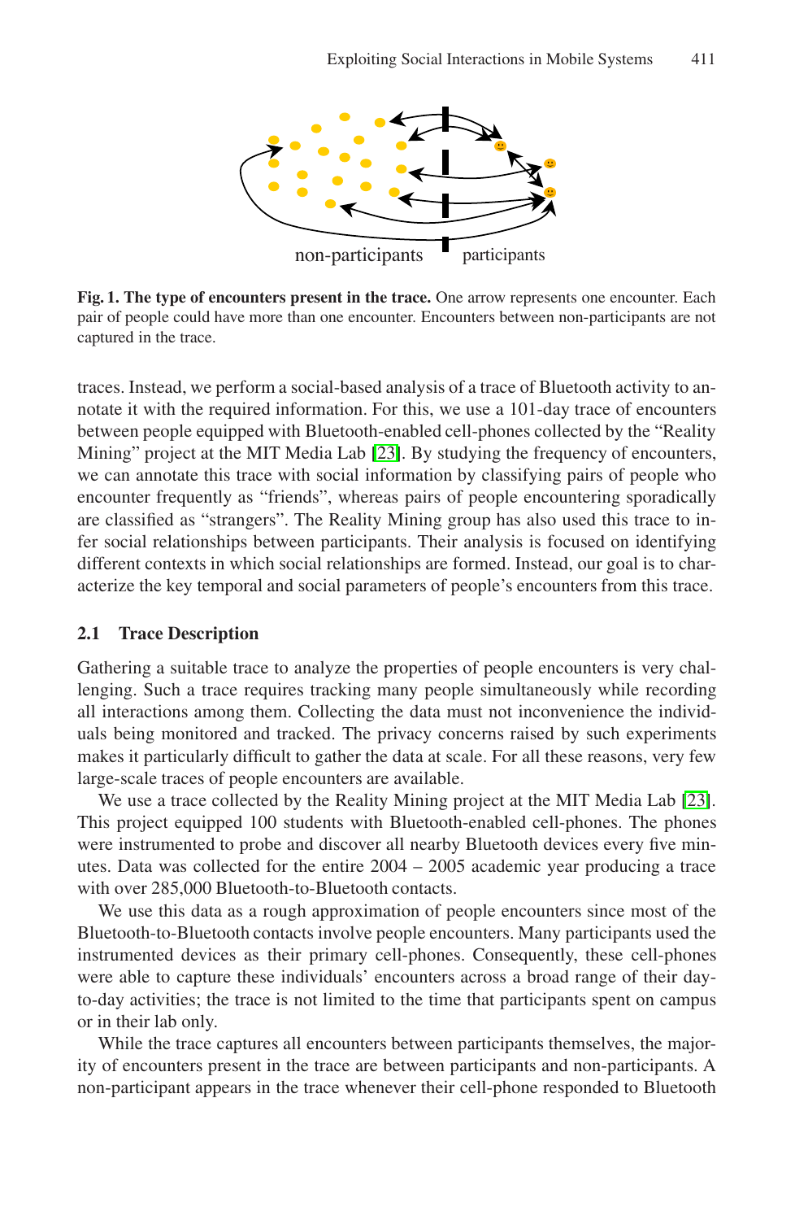non-participants participants

**Fig. 1. The type of encounters present in the trace.** One arrow represents one encounter. Each pair of people could have more than one encounter. Encounters between non-participants are not captured in the trace.

traces. Instead, we perform a social-based analysis of a trace of Bluetooth activity to annotate it with the required information. For this, we use a 101-day trace of encounters between people equipped with Bluetooth-enabled cell-phones collected by the "Reality Mining" project at the MIT Media Lab [23]. By studying the frequency of encounters, we can annotate this trace with social information by classifying pairs of people who encounter frequently as "friends", whereas pairs of people encountering sporadically are classified as "strangers". The Reality Mining group has also used this trace to infer social relationships between participants. Their analysis is focused on identifying different contexts in which social relationships are formed. Instead, our goal is to characterize the key temporal and social parameters of people's encounters from this trace.

### 2.1 Trace Description

Gathering a suitable trace to analyze the properties of people encounters is very challenging. Such a trace requires tracking many people simultaneously while recording all interactions among them. Collecting the data must not inconvenience the individuals being monitored and tracked. The privacy concerns raised by such experiments makes it particularly difficult to gather the data at scale. For all these reasons, very few large-scale traces of people encounters are available.

We use a trace collected by the Reality Mining project at the MIT Media Lab [23]. This project equipped 100 students with Bluetooth-enabled cell-phones. The phones were instrumented to probe and discover all nearby Bluetooth devices every five minutes. Data was collected for the entire 2004 – 2005 academic year producing a trace with over 285,000 Bluetooth-to-Bluetooth contacts.

We use this data as a rough approximation of people encounters since most of the Bluetooth-to-Bluetooth contacts involve people encounters. Many participants used the instrumented devices as their primary cell-phones. Consequently, these cell-phones were able to capture these individuals' encounters across a broad range of their day-to-day activities; the trace is not limited to the time that participants spent on campus or in their lab only.

While the trace captures all encounters between participants themselves, the majority of encounters present in the trace are between participants and non-participants. A non-participant appears in the trace whenever their cell-phone responded to Bluetooth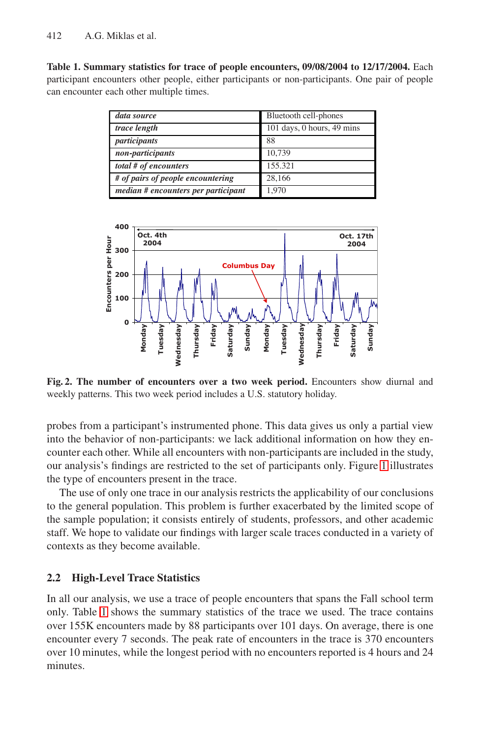**Table 1. Summary statistics for trace of people encounters, 09/08/2004 to 12/17/2004.** Each participant encounters other people, either participants or non-participants. One pair of people can encounter each other multiple times.

| *data source* | Bluetooth cell-phones |
|---|---|
| *trace length* | 101 days, 0 hours, 49 mins |
| *participants* | 88 |
| *non-participants* | 10,739 |
| *total # of encounters* | 155.321 |
| *# of pairs of people encountering* | 28,166 |
| *median # encounters per participant* | 1,970 |

**Fig. 2. The number of encounters over a two week period.** Encounters show diurnal and weekly patterns. This two week period includes a U.S. statutory holiday.

probes from a participant's instrumented phone. This data gives us only a partial view into the behavior of non-participants: we lack additional information on how they encounter each other. While all encounters with non-participants are included in the study, our analysis's findings are restricted to the set of participants only. Figure 1 illustrates the type of encounters present in the trace.

The use of only one trace in our analysis restricts the applicability of our conclusions to the general population. This problem is further exacerbated by the limited scope of the sample population; it consists entirely of students, professors, and other academic staff. We hope to validate our findings with larger scale traces conducted in a variety of contexts as they become available.

### 2.2 High-Level Trace Statistics

In all our analysis, we use a trace of people encounters that spans the Fall school term only. Table 1 shows the summary statistics of the trace we used. The trace contains over 155K encounters made by 88 participants over 101 days. On average, there is one encounter every 7 seconds. The peak rate of encounters in the trace is 370 encounters over 10 minutes, while the longest period with no encounters reported is 4 hours and 24 minutes.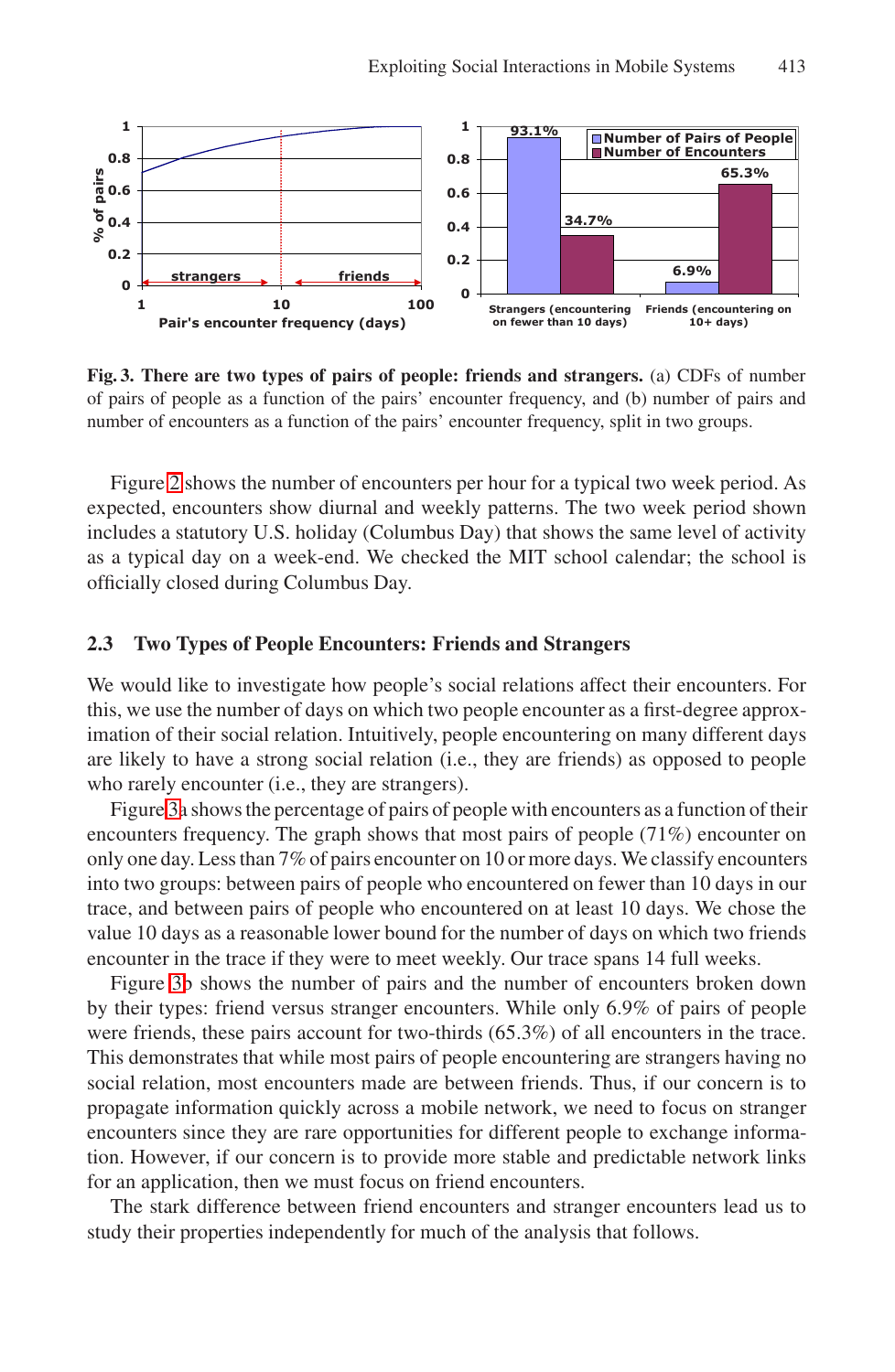**Fig. 3. There are two types of pairs of people: friends and strangers.** (a) CDFs of number of pairs of people as a function of the pairs' encounter frequency, and (b) number of pairs and number of encounters as a function of the pairs' encounter frequency, split in two groups.

Figure 2 shows the number of encounters per hour for a typical two week period. As expected, encounters show diurnal and weekly patterns. The two week period shown includes a statutory U.S. holiday (Columbus Day) that shows the same level of activity as a typical day on a week-end. We checked the MIT school calendar; the school is officially closed during Columbus Day.

### 2.3 Two Types of People Encounters: Friends and Strangers

We would like to investigate how people's social relations affect their encounters. For this, we use the number of days on which two people encounter as a first-degree approximation of their social relation. Intuitively, people encountering on many different days are likely to have a strong social relation (i.e., they are friends) as opposed to people who rarely encounter (i.e., they are strangers).

Figure 3a shows the percentage of pairs of people with encounters as a function of their encounters frequency. The graph shows that most pairs of people (71%) encounter on only one day. Less than 7% of pairs encounter on 10 or more days. We classify encounters into two groups: between pairs of people who encountered on fewer than 10 days in our trace, and between pairs of people who encountered on at least 10 days. We chose the value 10 days as a reasonable lower bound for the number of days on which two friends encounter in the trace if they were to meet weekly. Our trace spans 14 full weeks.

Figure 3b shows the number of pairs and the number of encounters broken down by their types: friend versus stranger encounters. While only 6.9% of pairs of people were friends, these pairs account for two-thirds (65.3%) of all encounters in the trace. This demonstrates that while most pairs of people encountering are strangers having no social relation, most encounters made are between friends. Thus, if our concern is to propagate information quickly across a mobile network, we need to focus on stranger encounters since they are rare opportunities for different people to exchange information. However, if our concern is to provide more stable and predictable network links for an application, then we must focus on friend encounters.

The stark difference between friend encounters and stranger encounters lead us to study their properties independently for much of the analysis that follows.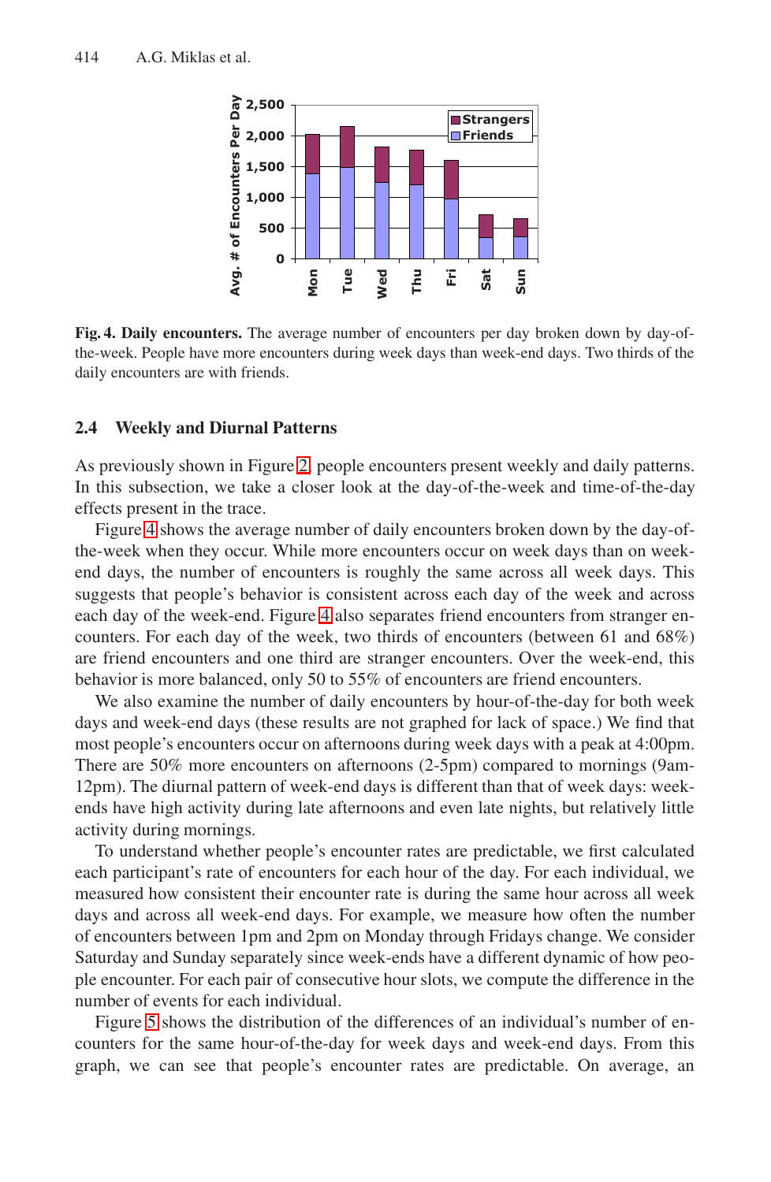**Fig. 4. Daily encounters.** The average number of encounters per day broken down by day-of-the-week. People have more encounters during week days than week-end days. Two thirds of the daily encounters are with friends.

### 2.4 Weekly and Diurnal Patterns

As previously shown in Figure 2, people encounters present weekly and daily patterns. In this subsection, we take a closer look at the day-of-the-week and time-of-the-day effects present in the trace.

Figure 4 shows the average number of daily encounters broken down by the day-of-the-week when they occur. While more encounters occur on week days than on week-end days, the number of encounters is roughly the same across all week days. This suggests that people's behavior is consistent across each day of the week and across each day of the week-end. Figure 4 also separates friend encounters from stranger encounters. For each day of the week, two thirds of encounters (between 61 and 68%) are friend encounters and one third are stranger encounters. Over the week-end, this behavior is more balanced, only 50 to 55% of encounters are friend encounters.

We also examine the number of daily encounters by hour-of-the-day for both week days and week-end days (these results are not graphed for lack of space.) We find that most people's encounters occur on afternoons during week days with a peak at 4:00pm. There are 50% more encounters on afternoons (2-5pm) compared to mornings (9am-12pm). The diurnal pattern of week-end days is different than that of week days: week-ends have high activity during late afternoons and even late nights, but relatively little activity during mornings.

To understand whether people's encounter rates are predictable, we first calculated each participant's rate of encounters for each hour of the day. For each individual, we measured how consistent their encounter rate is during the same hour across all week days and across all week-end days. For example, we measure how often the number of encounters between 1pm and 2pm on Monday through Fridays change. We consider Saturday and Sunday separately since week-ends have a different dynamic of how people encounter. For each pair of consecutive hour slots, we compute the difference in the number of events for each individual.

Figure 5 shows the distribution of the differences of an individual's number of encounters for the same hour-of-the-day for week days and week-end days. From this graph, we can see that people's encounter rates are predictable. On average, an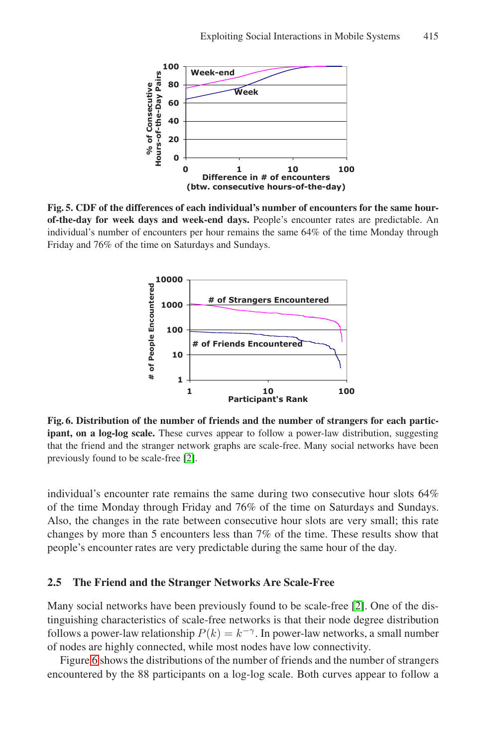**Fig. 5. CDF of the differences of each individual's number of encounters for the same hour-of-the-day for week days and week-end days.** People's encounter rates are predictable. An individual's number of encounters per hour remains the same 64% of the time Monday through Friday and 76% of the time on Saturdays and Sundays.

**Fig. 6. Distribution of the number of friends and the number of strangers for each participant, on a log-log scale.** These curves appear to follow a power-law distribution, suggesting that the friend and the stranger network graphs are scale-free. Many social networks have been previously found to be scale-free [2].

individual's encounter rate remains the same during two consecutive hour slots 64% of the time Monday through Friday and 76% of the time on Saturdays and Sundays. Also, the changes in the rate between consecutive hour slots are very small; this rate changes by more than 5 encounters less than 7% of the time. These results show that people's encounter rates are very predictable during the same hour of the day.

### 2.5 The Friend and the Stranger Networks Are Scale-Free

Many social networks have been previously found to be scale-free [2]. One of the distinguishing characteristics of scale-free networks is that their node degree distribution follows a power-law relationship $P(k) = k^{-\gamma}$. In power-law networks, a small number of nodes are highly connected, while most nodes have low connectivity.

Figure 6 shows the distributions of the number of friends and the number of strangers encountered by the 88 participants on a log-log scale. Both curves appear to follow a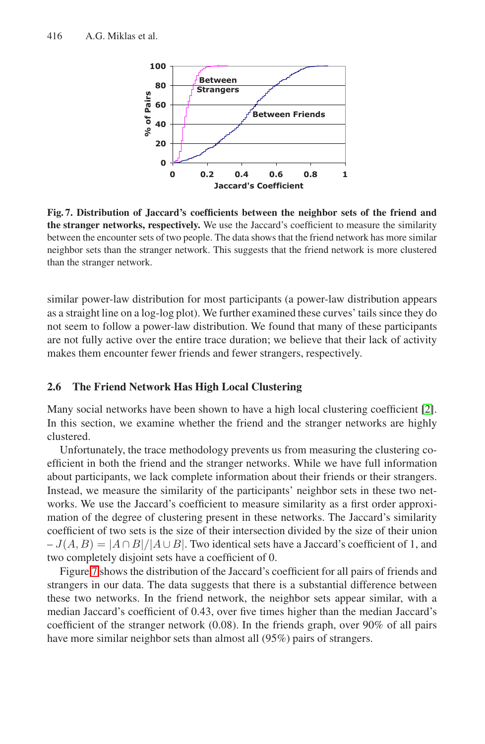**Fig. 7. Distribution of Jaccard's coefficients between the neighbor sets of the friend and the stranger networks, respectively.** We use the Jaccard's coefficient to measure the similarity between the encounter sets of two people. The data shows that the friend network has more similar neighbor sets than the stranger network. This suggests that the friend network is more clustered than the stranger network.

similar power-law distribution for most participants (a power-law distribution appears as a straight line on a log-log plot). We further examined these curves' tails since they do not seem to follow a power-law distribution. We found that many of these participants are not fully active over the entire trace duration; we believe that their lack of activity makes them encounter fewer friends and fewer strangers, respectively.

### 2.6 The Friend Network Has High Local Clustering

Many social networks have been shown to have a high local clustering coefficient [2]. In this section, we examine whether the friend and the stranger networks are highly clustered.

Unfortunately, the trace methodology prevents us from measuring the clustering coefficient in both the friend and the stranger networks. While we have full information about participants, we lack complete information about their friends or their strangers. Instead, we measure the similarity of the participants' neighbor sets in these two networks. We use the Jaccard's coefficient to measure similarity as a first order approximation of the degree of clustering present in these networks. The Jaccard's similarity coefficient of two sets is the size of their intersection divided by the size of their union – $J(A,B) = |A \cap B|/|A \cup B|$. Two identical sets have a Jaccard's coefficient of 1, and two completely disjoint sets have a coefficient of 0.

Figure 7 shows the distribution of the Jaccard's coefficient for all pairs of friends and strangers in our data. The data suggests that there is a substantial difference between these two networks. In the friend network, the neighbor sets appear similar, with a median Jaccard's coefficient of 0.43, over five times higher than the median Jaccard's coefficient of the stranger network (0.08). In the friends graph, over 90% of all pairs have more similar neighbor sets than almost all (95%) pairs of strangers.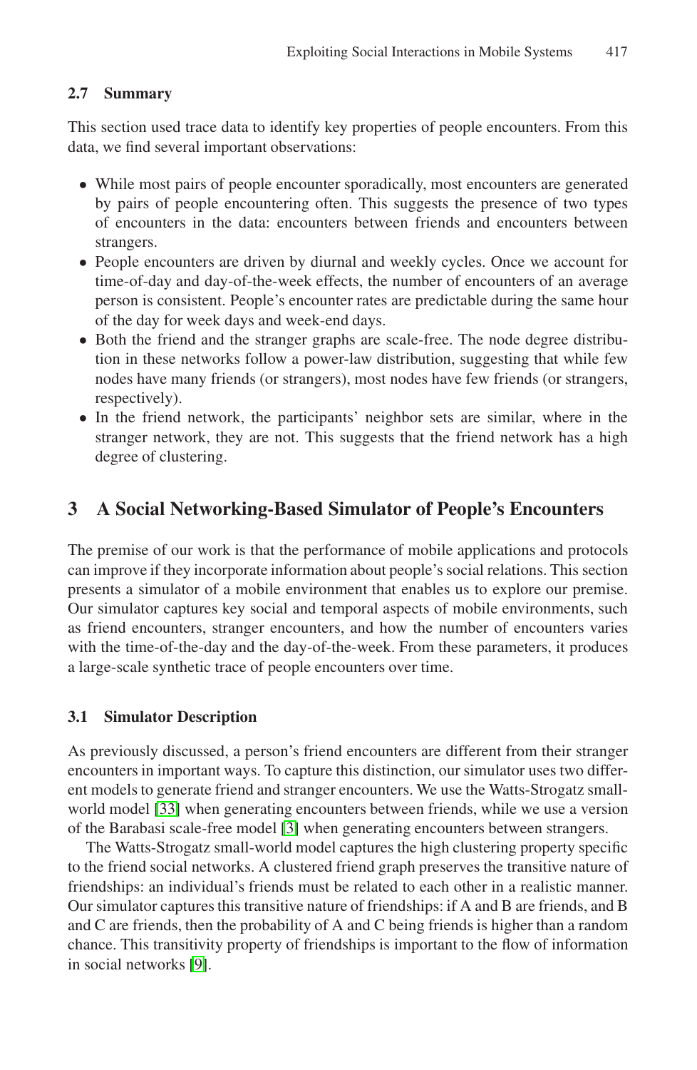### 2.7 Summary

This section used trace data to identify key properties of people encounters. From this data, we find several important observations:

- While most pairs of people encounter sporadically, most encounters are generated by pairs of people encountering often. This suggests the presence of two types of encounters in the data: encounters between friends and encounters between strangers.
- People encounters are driven by diurnal and weekly cycles. Once we account for time-of-day and day-of-the-week effects, the number of encounters of an average person is consistent. People's encounter rates are predictable during the same hour of the day for week days and week-end days.
- Both the friend and the stranger graphs are scale-free. The node degree distribution in these networks follow a power-law distribution, suggesting that while few nodes have many friends (or strangers), most nodes have few friends (or strangers, respectively).
- In the friend network, the participants' neighbor sets are similar, where in the stranger network, they are not. This suggests that the friend network has a high degree of clustering.

## 3 A Social Networking-Based Simulator of People's Encounters

The premise of our work is that the performance of mobile applications and protocols can improve if they incorporate information about people's social relations. This section presents a simulator of a mobile environment that enables us to explore our premise. Our simulator captures key social and temporal aspects of mobile environments, such as friend encounters, stranger encounters, and how the number of encounters varies with the time-of-the-day and the day-of-the-week. From these parameters, it produces a large-scale synthetic trace of people encounters over time.

### 3.1 Simulator Description

As previously discussed, a person's friend encounters are different from their stranger encounters in important ways. To capture this distinction, our simulator uses two different models to generate friend and stranger encounters. We use the Watts-Strogatz small-world model [33] when generating encounters between friends, while we use a version of the Barabasi scale-free model [3] when generating encounters between strangers.

The Watts-Strogatz small-world model captures the high clustering property specific to the friend social networks. A clustered friend graph preserves the transitive nature of friendships: an individual's friends must be related to each other in a realistic manner. Our simulator captures this transitive nature of friendships: if A and B are friends, and B and C are friends, then the probability of A and C being friends is higher than a random chance. This transitivity property of friendships is important to the flow of information in social networks [9].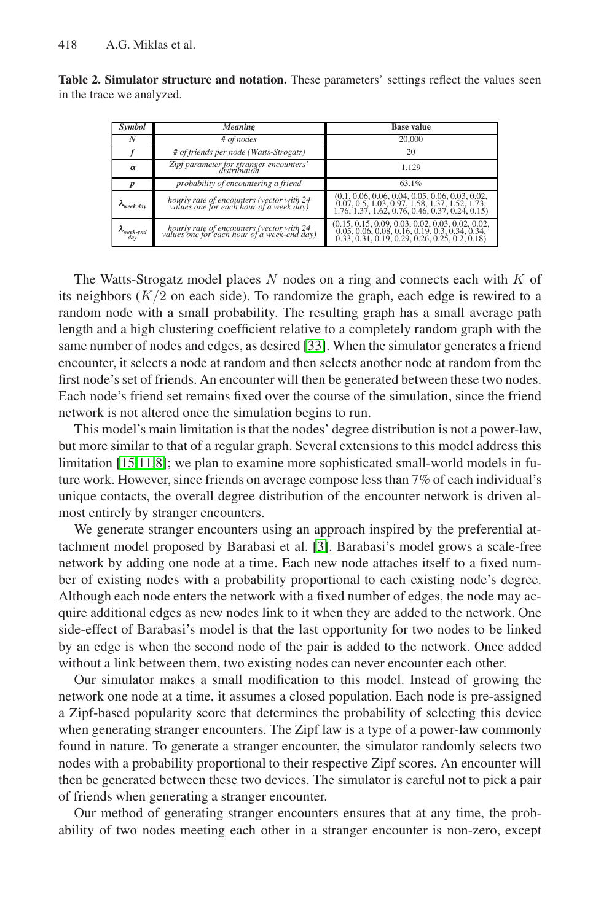**Table 2. Simulator structure and notation.** These parameters' settings reflect the values seen in the trace we analyzed.

| *Symbol* | *Meaning* | **Base value** |
|---|---|---|
| ***N*** | *# of nodes* | 20,000 |
| ***f*** | *# of friends per node (Watts-Strogatz)* | 20 |
| $\boldsymbol{\alpha}$ | *Zipf parameter for stranger encounters' distribution* | 1.129 |
| ***p*** | *probability of encountering a friend* | 63.1% |
| $\boldsymbol{\lambda_{week\ day}}$ | *hourly rate of encounters (vector with 24 values one for each hour of a week day)* | (0.1, 0.06, 0.06, 0.04, 0.05, 0.06, 0.03, 0.02, 0.07, 0.5, 1.03, 0.97, 1.58, 1.37, 1.52, 1.73, 1.76, 1.37, 1.62, 0.76, 0.46, 0.37, 0.24, 0.15) |
| $\boldsymbol{\lambda_{week\text{-}end\ day}}$ | *hourly rate of encounters (vector with 24 values one for each hour of a week-end day)* | (0.15, 0.15, 0.09, 0.03, 0.02, 0.03, 0.02, 0.02, 0.05, 0.06, 0.08, 0.16, 0.19, 0.3, 0.34, 0.34, 0.33, 0.31, 0.19, 0.29, 0.26, 0.25, 0.2, 0.18) |

The Watts-Strogatz model places $N$ nodes on a ring and connects each with $K$ of its neighbors ($K/2$ on each side). To randomize the graph, each edge is rewired to a random node with a small probability. The resulting graph has a small average path length and a high clustering coefficient relative to a completely random graph with the same number of nodes and edges, as desired [33]. When the simulator generates a friend encounter, it selects a node at random and then selects another node at random from the first node's set of friends. An encounter will then be generated between these two nodes. Each node's friend set remains fixed over the course of the simulation, since the friend network is not altered once the simulation begins to run.

This model's main limitation is that the nodes' degree distribution is not a power-law, but more similar to that of a regular graph. Several extensions to this model address this limitation [15,11,8]; we plan to examine more sophisticated small-world models in future work. However, since friends on average compose less than 7% of each individual's unique contacts, the overall degree distribution of the encounter network is driven almost entirely by stranger encounters.

We generate stranger encounters using an approach inspired by the preferential attachment model proposed by Barabasi et al. [3]. Barabasi's model grows a scale-free network by adding one node at a time. Each new node attaches itself to a fixed number of existing nodes with a probability proportional to each existing node's degree. Although each node enters the network with a fixed number of edges, the node may acquire additional edges as new nodes link to it when they are added to the network. One side-effect of Barabasi's model is that the last opportunity for two nodes to be linked by an edge is when the second node of the pair is added to the network. Once added without a link between them, two existing nodes can never encounter each other.

Our simulator makes a small modification to this model. Instead of growing the network one node at a time, it assumes a closed population. Each node is pre-assigned a Zipf-based popularity score that determines the probability of selecting this device when generating stranger encounters. The Zipf law is a type of a power-law commonly found in nature. To generate a stranger encounter, the simulator randomly selects two nodes with a probability proportional to their respective Zipf scores. An encounter will then be generated between these two devices. The simulator is careful not to pick a pair of friends when generating a stranger encounter.

Our method of generating stranger encounters ensures that at any time, the probability of two nodes meeting each other in a stranger encounter is non-zero, except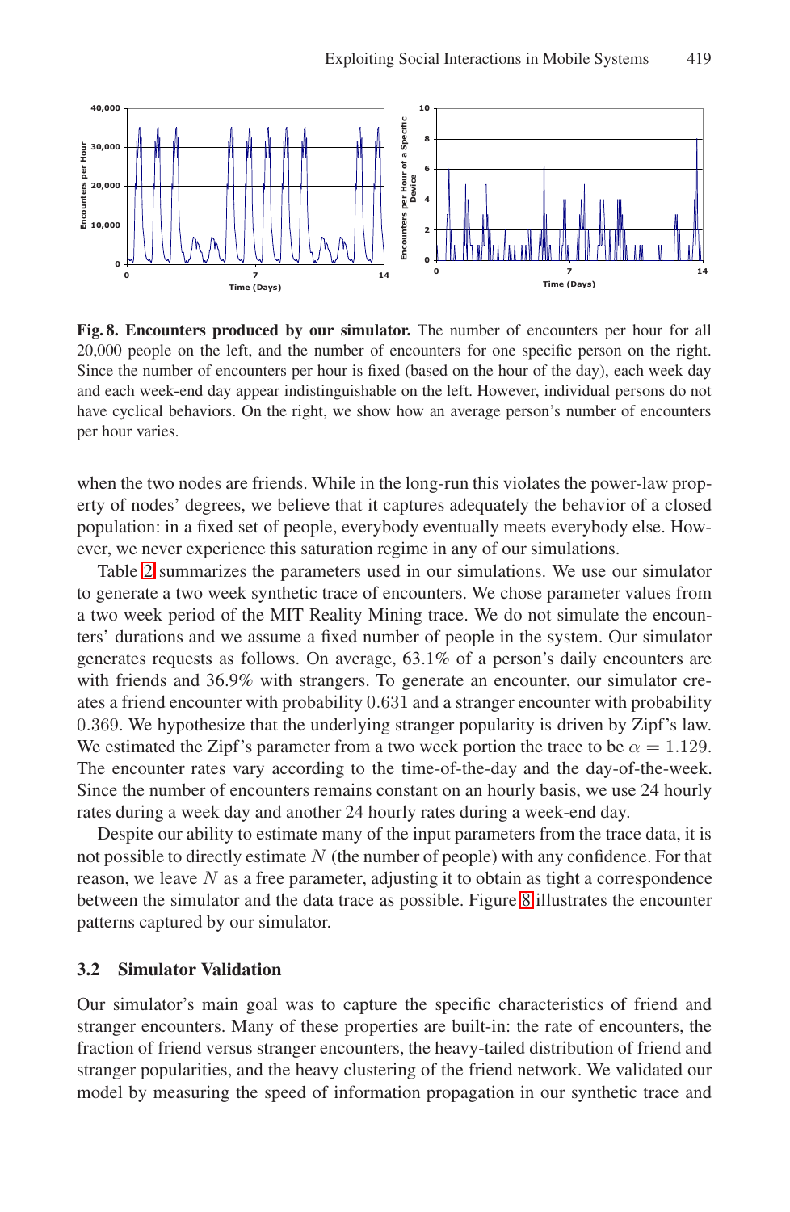**Fig. 8. Encounters produced by our simulator.** The number of encounters per hour for all 20,000 people on the left, and the number of encounters for one specific person on the right. Since the number of encounters per hour is fixed (based on the hour of the day), each week day and each week-end day appear indistinguishable on the left. However, individual persons do not have cyclical behaviors. On the right, we show how an average person's number of encounters per hour varies.

when the two nodes are friends. While in the long-run this violates the power-law property of nodes' degrees, we believe that it captures adequately the behavior of a closed population: in a fixed set of people, everybody eventually meets everybody else. However, we never experience this saturation regime in any of our simulations.

Table 2 summarizes the parameters used in our simulations. We use our simulator to generate a two week synthetic trace of encounters. We chose parameter values from a two week period of the MIT Reality Mining trace. We do not simulate the encounters' durations and we assume a fixed number of people in the system. Our simulator generates requests as follows. On average, 63.1% of a person's daily encounters are with friends and 36.9% with strangers. To generate an encounter, our simulator creates a friend encounter with probability $0.631$ and a stranger encounter with probability $0.369$. We hypothesize that the underlying stranger popularity is driven by Zipf's law. We estimated the Zipf's parameter from a two week portion the trace to be $\alpha = 1.129$. The encounter rates vary according to the time-of-the-day and the day-of-the-week. Since the number of encounters remains constant on an hourly basis, we use 24 hourly rates during a week day and another 24 hourly rates during a week-end day.

Despite our ability to estimate many of the input parameters from the trace data, it is not possible to directly estimate $N$ (the number of people) with any confidence. For that reason, we leave $N$ as a free parameter, adjusting it to obtain as tight a correspondence between the simulator and the data trace as possible. Figure 8 illustrates the encounter patterns captured by our simulator.

### 3.2 Simulator Validation

Our simulator's main goal was to capture the specific characteristics of friend and stranger encounters. Many of these properties are built-in: the rate of encounters, the fraction of friend versus stranger encounters, the heavy-tailed distribution of friend and stranger popularities, and the heavy clustering of the friend network. We validated our model by measuring the speed of information propagation in our synthetic trace and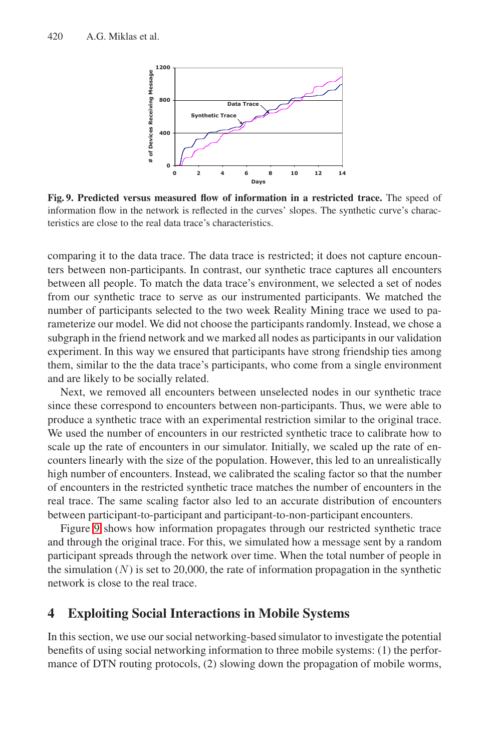1200
800
400
0
# of Devices Receiving Message
Data Trace
Synthetic Trace
0 2 4 6 8 10 12 14
Days

**Fig. 9. Predicted versus measured flow of information in a restricted trace.** The speed of information flow in the network is reflected in the curves' slopes. The synthetic curve's characteristics are close to the real data trace's characteristics.

comparing it to the data trace. The data trace is restricted; it does not capture encounters between non-participants. In contrast, our synthetic trace captures all encounters between all people. To match the data trace's environment, we selected a set of nodes from our synthetic trace to serve as our instrumented participants. We matched the number of participants selected to the two week Reality Mining trace we used to parameterize our model. We did not choose the participants randomly. Instead, we chose a subgraph in the friend network and we marked all nodes as participants in our validation experiment. In this way we ensured that participants have strong friendship ties among them, similar to the the data trace's participants, who come from a single environment and are likely to be socially related.

Next, we removed all encounters between unselected nodes in our synthetic trace since these correspond to encounters between non-participants. Thus, we were able to produce a synthetic trace with an experimental restriction similar to the original trace. We used the number of encounters in our restricted synthetic trace to calibrate how to scale up the rate of encounters in our simulator. Initially, we scaled up the rate of encounters linearly with the size of the population. However, this led to an unrealistically high number of encounters. Instead, we calibrated the scaling factor so that the number of encounters in the restricted synthetic trace matches the number of encounters in the real trace. The same scaling factor also led to an accurate distribution of encounters between participant-to-participant and participant-to-non-participant encounters.

Figure 9 shows how information propagates through our restricted synthetic trace and through the original trace. For this, we simulated how a message sent by a random participant spreads through the network over time. When the total number of people in the simulation ($N$) is set to 20,000, the rate of information propagation in the synthetic network is close to the real trace.

## 4 Exploiting Social Interactions in Mobile Systems

In this section, we use our social networking-based simulator to investigate the potential benefits of using social networking information to three mobile systems: (1) the performance of DTN routing protocols, (2) slowing down the propagation of mobile worms,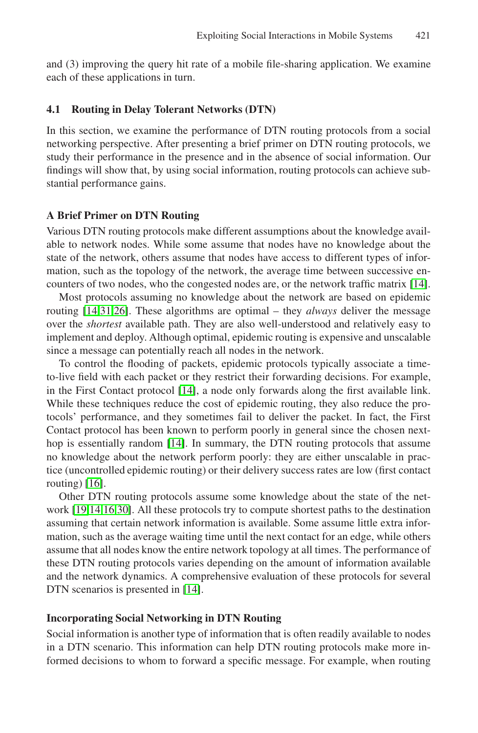and (3) improving the query hit rate of a mobile file-sharing application. We examine each of these applications in turn.

### 4.1 Routing in Delay Tolerant Networks (DTN)

In this section, we examine the performance of DTN routing protocols from a social networking perspective. After presenting a brief primer on DTN routing protocols, we study their performance in the presence and in the absence of social information. Our findings will show that, by using social information, routing protocols can achieve substantial performance gains.

#### A Brief Primer on DTN Routing

Various DTN routing protocols make different assumptions about the knowledge available to network nodes. While some assume that nodes have no knowledge about the state of the network, others assume that nodes have access to different types of information, such as the topology of the network, the average time between successive encounters of two nodes, who the congested nodes are, or the network traffic matrix [14].

Most protocols assuming no knowledge about the network are based on epidemic routing [14,31,26]. These algorithms are optimal – they *always* deliver the message over the *shortest* available path. They are also well-understood and relatively easy to implement and deploy. Although optimal, epidemic routing is expensive and unscalable since a message can potentially reach all nodes in the network.

To control the flooding of packets, epidemic protocols typically associate a time-to-live field with each packet or they restrict their forwarding decisions. For example, in the First Contact protocol [14], a node only forwards along the first available link. While these techniques reduce the cost of epidemic routing, they also reduce the protocols' performance, and they sometimes fail to deliver the packet. In fact, the First Contact protocol has been known to perform poorly in general since the chosen next-hop is essentially random [14]. In summary, the DTN routing protocols that assume no knowledge about the network perform poorly: they are either unscalable in practice (uncontrolled epidemic routing) or their delivery success rates are low (first contact routing) [16].

Other DTN routing protocols assume some knowledge about the state of the network [19,14,16,30]. All these protocols try to compute shortest paths to the destination assuming that certain network information is available. Some assume little extra information, such as the average waiting time until the next contact for an edge, while others assume that all nodes know the entire network topology at all times. The performance of these DTN routing protocols varies depending on the amount of information available and the network dynamics. A comprehensive evaluation of these protocols for several DTN scenarios is presented in [14].

#### Incorporating Social Networking in DTN Routing

Social information is another type of information that is often readily available to nodes in a DTN scenario. This information can help DTN routing protocols make more informed decisions to whom to forward a specific message. For example, when routing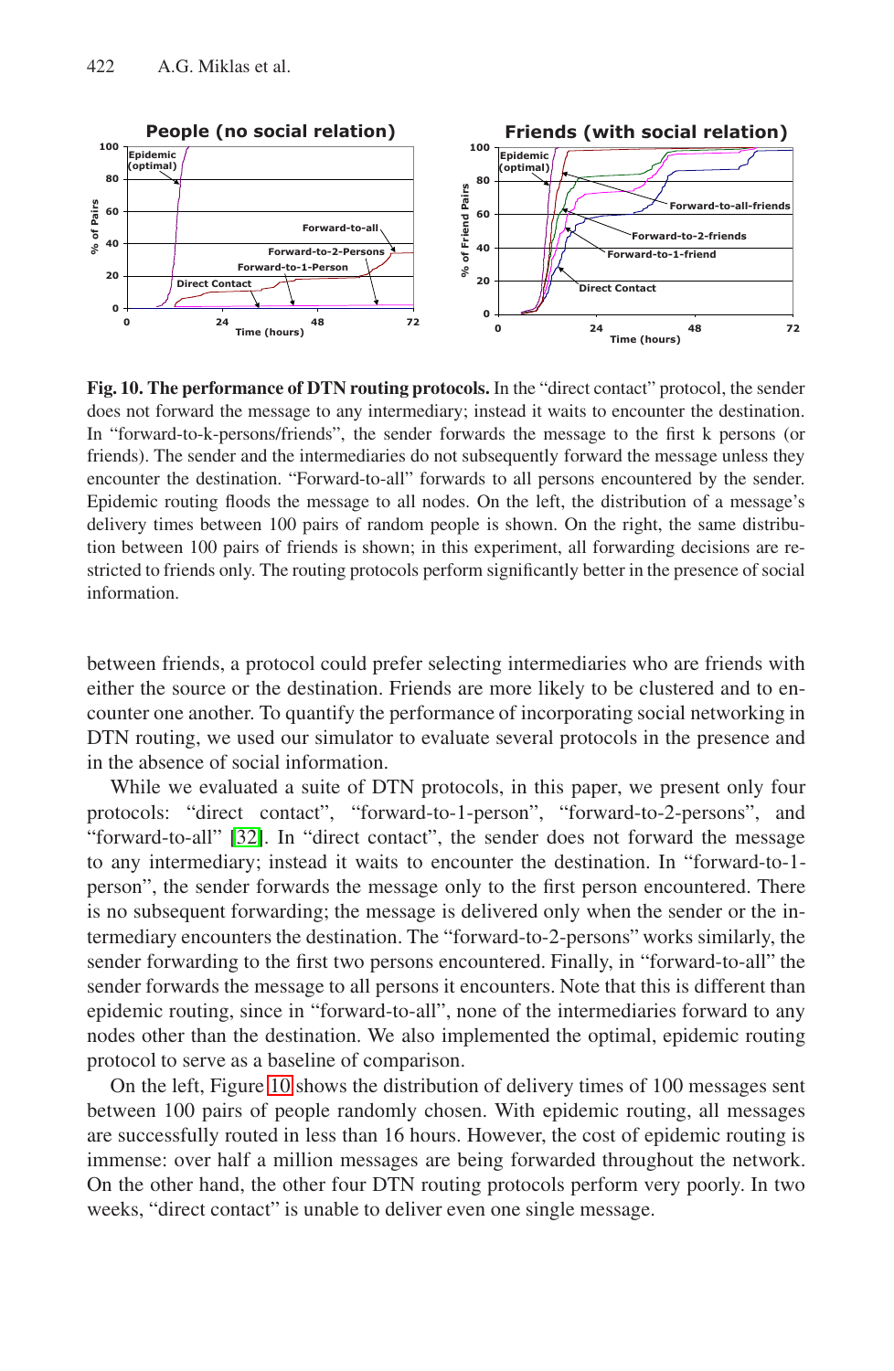**Fig. 10. The performance of DTN routing protocols.** In the “direct contact” protocol, the sender does not forward the message to any intermediary; instead it waits to encounter the destination. In “forward-to-k-persons/friends”, the sender forwards the message to the first k persons (or friends). The sender and the intermediaries do not subsequently forward the message unless they encounter the destination. “Forward-to-all” forwards to all persons encountered by the sender. Epidemic routing floods the message to all nodes. On the left, the distribution of a message’s delivery times between 100 pairs of random people is shown. On the right, the same distribution between 100 pairs of friends is shown; in this experiment, all forwarding decisions are restricted to friends only. The routing protocols perform significantly better in the presence of social information.

between friends, a protocol could prefer selecting intermediaries who are friends with either the source or the destination. Friends are more likely to be clustered and to encounter one another. To quantify the performance of incorporating social networking in DTN routing, we used our simulator to evaluate several protocols in the presence and in the absence of social information.

While we evaluated a suite of DTN protocols, in this paper, we present only four protocols: “direct contact”, “forward-to-1-person”, “forward-to-2-persons”, and “forward-to-all” [32]. In “direct contact”, the sender does not forward the message to any intermediary; instead it waits to encounter the destination. In “forward-to-1-person”, the sender forwards the message only to the first person encountered. There is no subsequent forwarding; the message is delivered only when the sender or the intermediary encounters the destination. The “forward-to-2-persons” works similarly, the sender forwarding to the first two persons encountered. Finally, in “forward-to-all” the sender forwards the message to all persons it encounters. Note that this is different than epidemic routing, since in “forward-to-all”, none of the intermediaries forward to any nodes other than the destination. We also implemented the optimal, epidemic routing protocol to serve as a baseline of comparison.

On the left, Figure 10 shows the distribution of delivery times of 100 messages sent between 100 pairs of people randomly chosen. With epidemic routing, all messages are successfully routed in less than 16 hours. However, the cost of epidemic routing is immense: over half a million messages are being forwarded throughout the network. On the other hand, the other four DTN routing protocols perform very poorly. In two weeks, “direct contact” is unable to deliver even one single message.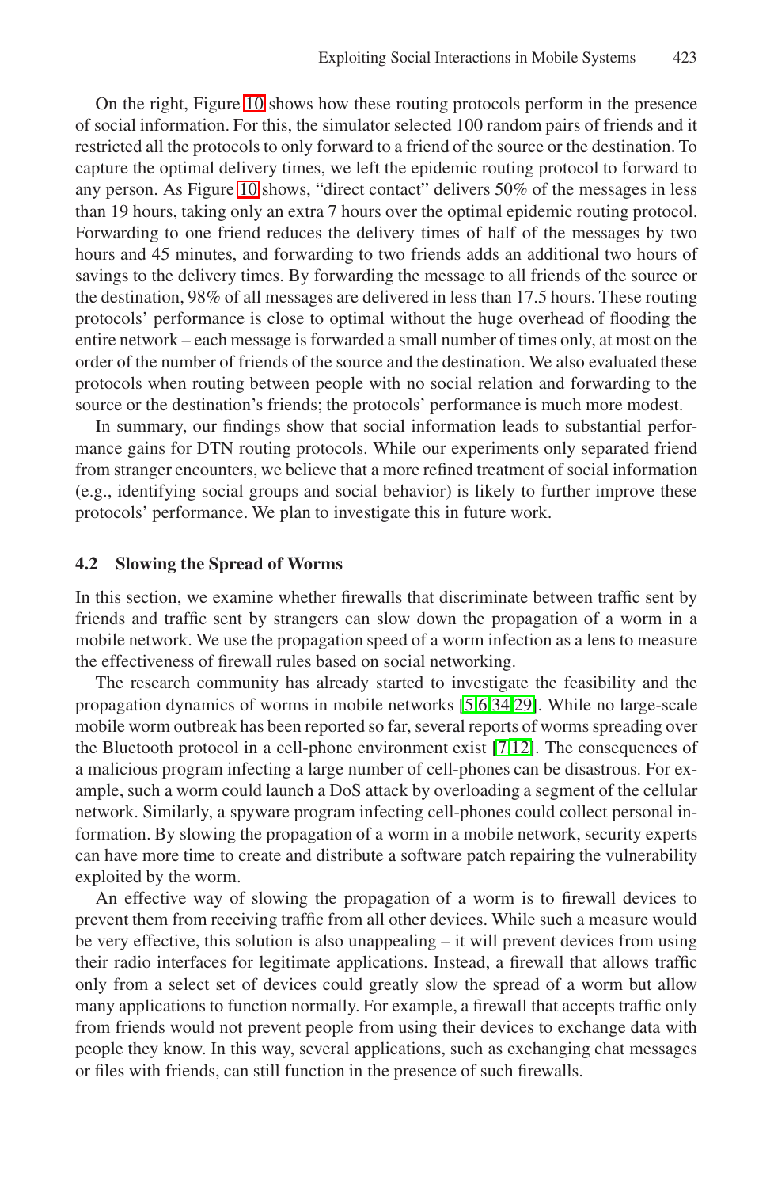On the right, Figure 10 shows how these routing protocols perform in the presence of social information. For this, the simulator selected 100 random pairs of friends and it restricted all the protocols to only forward to a friend of the source or the destination. To capture the optimal delivery times, we left the epidemic routing protocol to forward to any person. As Figure 10 shows, "direct contact" delivers 50% of the messages in less than 19 hours, taking only an extra 7 hours over the optimal epidemic routing protocol. Forwarding to one friend reduces the delivery times of half of the messages by two hours and 45 minutes, and forwarding to two friends adds an additional two hours of savings to the delivery times. By forwarding the message to all friends of the source or the destination, 98% of all messages are delivered in less than 17.5 hours. These routing protocols' performance is close to optimal without the huge overhead of flooding the entire network – each message is forwarded a small number of times only, at most on the order of the number of friends of the source and the destination. We also evaluated these protocols when routing between people with no social relation and forwarding to the source or the destination's friends; the protocols' performance is much more modest.

In summary, our findings show that social information leads to substantial performance gains for DTN routing protocols. While our experiments only separated friend from stranger encounters, we believe that a more refined treatment of social information (e.g., identifying social groups and social behavior) is likely to further improve these protocols' performance. We plan to investigate this in future work.

### 4.2 Slowing the Spread of Worms

In this section, we examine whether firewalls that discriminate between traffic sent by friends and traffic sent by strangers can slow down the propagation of a worm in a mobile network. We use the propagation speed of a worm infection as a lens to measure the effectiveness of firewall rules based on social networking.

The research community has already started to investigate the feasibility and the propagation dynamics of worms in mobile networks [5,6,34,29]. While no large-scale mobile worm outbreak has been reported so far, several reports of worms spreading over the Bluetooth protocol in a cell-phone environment exist [7,12]. The consequences of a malicious program infecting a large number of cell-phones can be disastrous. For example, such a worm could launch a DoS attack by overloading a segment of the cellular network. Similarly, a spyware program infecting cell-phones could collect personal information. By slowing the propagation of a worm in a mobile network, security experts can have more time to create and distribute a software patch repairing the vulnerability exploited by the worm.

An effective way of slowing the propagation of a worm is to firewall devices to prevent them from receiving traffic from all other devices. While such a measure would be very effective, this solution is also unappealing – it will prevent devices from using their radio interfaces for legitimate applications. Instead, a firewall that allows traffic only from a select set of devices could greatly slow the spread of a worm but allow many applications to function normally. For example, a firewall that accepts traffic only from friends would not prevent people from using their devices to exchange data with people they know. In this way, several applications, such as exchanging chat messages or files with friends, can still function in the presence of such firewalls.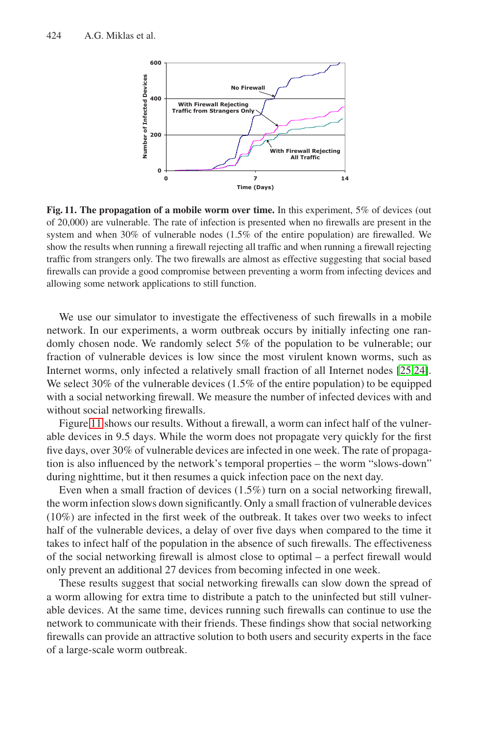**Fig. 11. The propagation of a mobile worm over time.** In this experiment, 5% of devices (out of 20,000) are vulnerable. The rate of infection is presented when no firewalls are present in the system and when 30% of vulnerable nodes (1.5% of the entire population) are firewalled. We show the results when running a firewall rejecting all traffic and when running a firewall rejecting traffic from strangers only. The two firewalls are almost as effective suggesting that social based firewalls can provide a good compromise between preventing a worm from infecting devices and allowing some network applications to still function.

We use our simulator to investigate the effectiveness of such firewalls in a mobile network. In our experiments, a worm outbreak occurs by initially infecting one randomly chosen node. We randomly select 5% of the population to be vulnerable; our fraction of vulnerable devices is low since the most virulent known worms, such as Internet worms, only infected a relatively small fraction of all Internet nodes [25,24]. We select 30% of the vulnerable devices (1.5% of the entire population) to be equipped with a social networking firewall. We measure the number of infected devices with and without social networking firewalls.

Figure 11 shows our results. Without a firewall, a worm can infect half of the vulnerable devices in 9.5 days. While the worm does not propagate very quickly for the first five days, over 30% of vulnerable devices are infected in one week. The rate of propagation is also influenced by the network's temporal properties – the worm "slows-down" during nighttime, but it then resumes a quick infection pace on the next day.

Even when a small fraction of devices (1.5%) turn on a social networking firewall, the worm infection slows down significantly. Only a small fraction of vulnerable devices (10%) are infected in the first week of the outbreak. It takes over two weeks to infect half of the vulnerable devices, a delay of over five days when compared to the time it takes to infect half of the population in the absence of such firewalls. The effectiveness of the social networking firewall is almost close to optimal – a perfect firewall would only prevent an additional 27 devices from becoming infected in one week.

These results suggest that social networking firewalls can slow down the spread of a worm allowing for extra time to distribute a patch to the uninfected but still vulnerable devices. At the same time, devices running such firewalls can continue to use the network to communicate with their friends. These findings show that social networking firewalls can provide an attractive solution to both users and security experts in the face of a large-scale worm outbreak.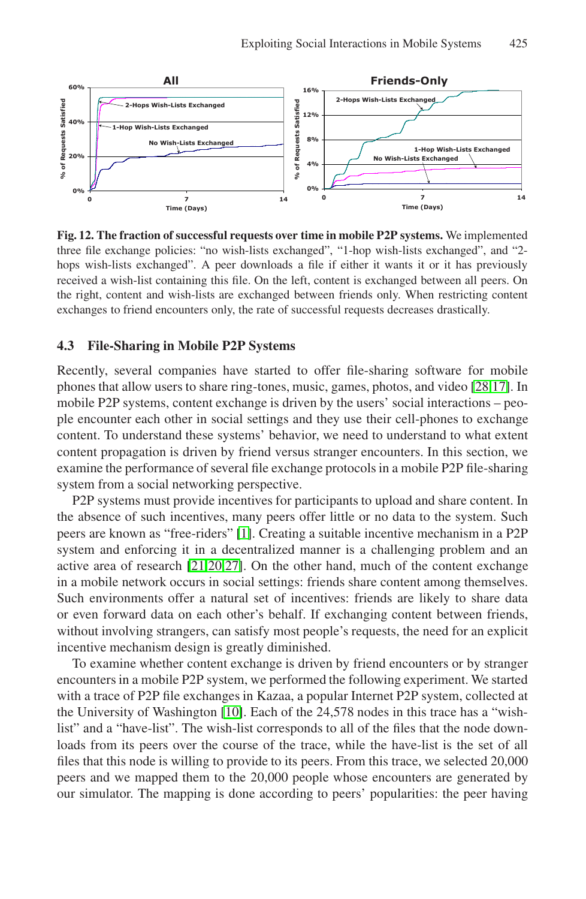**Fig. 12. The fraction of successful requests over time in mobile P2P systems.** We implemented three file exchange policies: "no wish-lists exchanged", "1-hop wish-lists exchanged", and "2-hops wish-lists exchanged". A peer downloads a file if either it wants it or it has previously received a wish-list containing this file. On the left, content is exchanged between all peers. On the right, content and wish-lists are exchanged between friends only. When restricting content exchanges to friend encounters only, the rate of successful requests decreases drastically.

### 4.3 File-Sharing in Mobile P2P Systems

Recently, several companies have started to offer file-sharing software for mobile phones that allow users to share ring-tones, music, games, photos, and video [28,17]. In mobile P2P systems, content exchange is driven by the users' social interactions – people encounter each other in social settings and they use their cell-phones to exchange content. To understand these systems' behavior, we need to understand to what extent content propagation is driven by friend versus stranger encounters. In this section, we examine the performance of several file exchange protocols in a mobile P2P file-sharing system from a social networking perspective.

P2P systems must provide incentives for participants to upload and share content. In the absence of such incentives, many peers offer little or no data to the system. Such peers are known as "free-riders" [1]. Creating a suitable incentive mechanism in a P2P system and enforcing it in a decentralized manner is a challenging problem and an active area of research [21,20,27]. On the other hand, much of the content exchange in a mobile network occurs in social settings: friends share content among themselves. Such environments offer a natural set of incentives: friends are likely to share data or even forward data on each other's behalf. If exchanging content between friends, without involving strangers, can satisfy most people's requests, the need for an explicit incentive mechanism design is greatly diminished.

To examine whether content exchange is driven by friend encounters or by stranger encounters in a mobile P2P system, we performed the following experiment. We started with a trace of P2P file exchanges in Kazaa, a popular Internet P2P system, collected at the University of Washington [10]. Each of the 24,578 nodes in this trace has a "wish-list" and a "have-list". The wish-list corresponds to all of the files that the node downloads from its peers over the course of the trace, while the have-list is the set of all files that this node is willing to provide to its peers. From this trace, we selected 20,000 peers and we mapped them to the 20,000 people whose encounters are generated by our simulator. The mapping is done according to peers' popularities: the peer having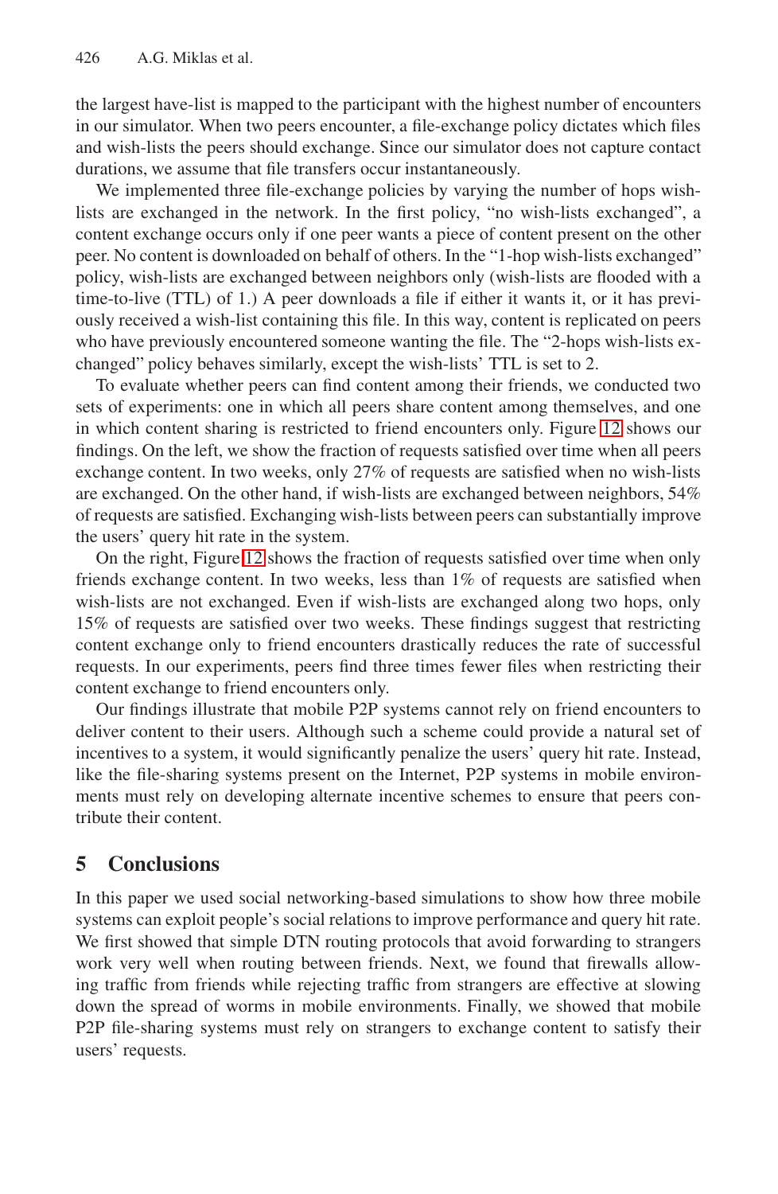the largest have-list is mapped to the participant with the highest number of encounters in our simulator. When two peers encounter, a file-exchange policy dictates which files and wish-lists the peers should exchange. Since our simulator does not capture contact durations, we assume that file transfers occur instantaneously.

We implemented three file-exchange policies by varying the number of hops wish-lists are exchanged in the network. In the first policy, "no wish-lists exchanged", a content exchange occurs only if one peer wants a piece of content present on the other peer. No content is downloaded on behalf of others. In the "1-hop wish-lists exchanged" policy, wish-lists are exchanged between neighbors only (wish-lists are flooded with a time-to-live (TTL) of 1.) A peer downloads a file if either it wants it, or it has previously received a wish-list containing this file. In this way, content is replicated on peers who have previously encountered someone wanting the file. The "2-hops wish-lists exchanged" policy behaves similarly, except the wish-lists' TTL is set to 2.

To evaluate whether peers can find content among their friends, we conducted two sets of experiments: one in which all peers share content among themselves, and one in which content sharing is restricted to friend encounters only. Figure 12 shows our findings. On the left, we show the fraction of requests satisfied over time when all peers exchange content. In two weeks, only 27% of requests are satisfied when no wish-lists are exchanged. On the other hand, if wish-lists are exchanged between neighbors, 54% of requests are satisfied. Exchanging wish-lists between peers can substantially improve the users' query hit rate in the system.

On the right, Figure 12 shows the fraction of requests satisfied over time when only friends exchange content. In two weeks, less than 1% of requests are satisfied when wish-lists are not exchanged. Even if wish-lists are exchanged along two hops, only 15% of requests are satisfied over two weeks. These findings suggest that restricting content exchange only to friend encounters drastically reduces the rate of successful requests. In our experiments, peers find three times fewer files when restricting their content exchange to friend encounters only.

Our findings illustrate that mobile P2P systems cannot rely on friend encounters to deliver content to their users. Although such a scheme could provide a natural set of incentives to a system, it would significantly penalize the users' query hit rate. Instead, like the file-sharing systems present on the Internet, P2P systems in mobile environments must rely on developing alternate incentive schemes to ensure that peers contribute their content.

## 5 Conclusions

In this paper we used social networking-based simulations to show how three mobile systems can exploit people's social relations to improve performance and query hit rate. We first showed that simple DTN routing protocols that avoid forwarding to strangers work very well when routing between friends. Next, we found that firewalls allowing traffic from friends while rejecting traffic from strangers are effective at slowing down the spread of worms in mobile environments. Finally, we showed that mobile P2P file-sharing systems must rely on strangers to exchange content to satisfy their users' requests.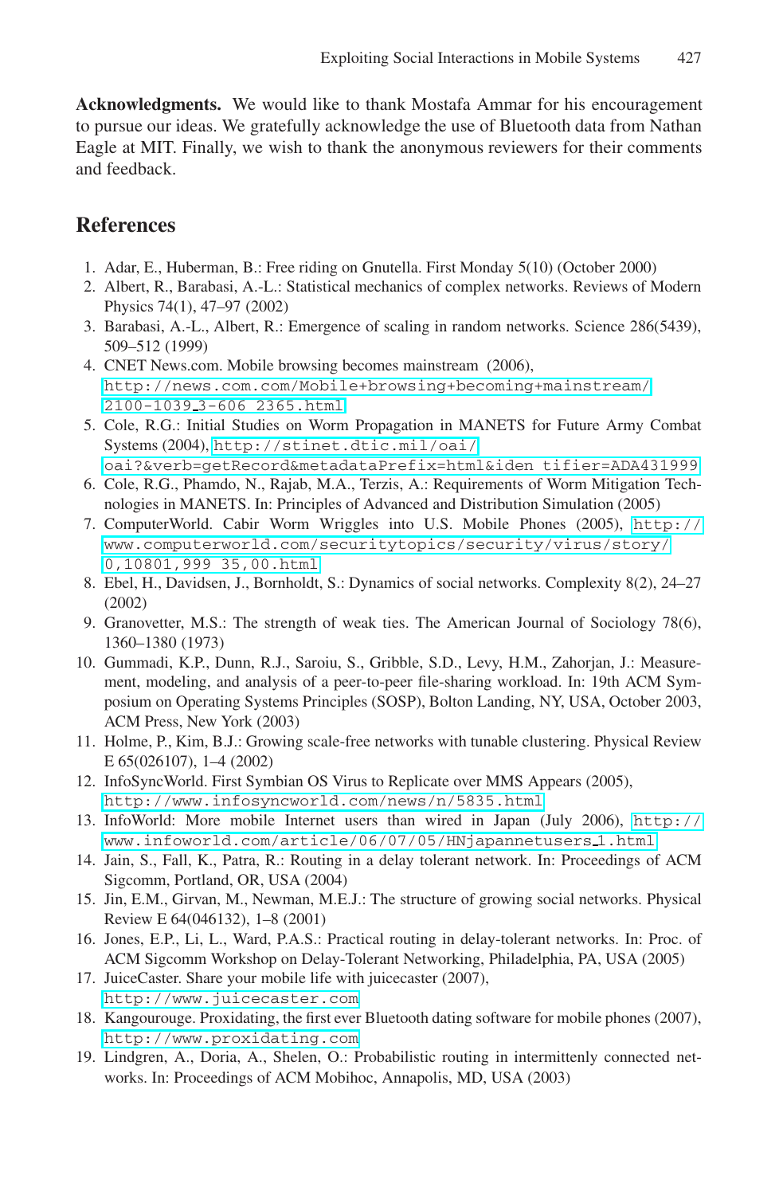**Acknowledgments.** We would like to thank Mostafa Ammar for his encouragement to pursue our ideas. We gratefully acknowledge the use of Bluetooth data from Nathan Eagle at MIT. Finally, we wish to thank the anonymous reviewers for their comments and feedback.

## References

1. Adar, E., Huberman, B.: Free riding on Gnutella. First Monday 5(10) (October 2000)
2. Albert, R., Barabasi, A.-L.: Statistical mechanics of complex networks. Reviews of Modern Physics 74(1), 47–97 (2002)
3. Barabasi, A.-L., Albert, R.: Emergence of scaling in random networks. Science 286(5439), 509–512 (1999)
4. CNET News.com. Mobile browsing becomes mainstream (2006), http://news.com.com/Mobile+browsing+becoming+mainstream/2100-1039_3-606 2365.html
5. Cole, R.G.: Initial Studies on Worm Propagation in MANETS for Future Army Combat Systems (2004), http://stinet.dtic.mil/oai/oai?&verb=getRecord&metadataPrefix=html&iden tifier=ADA431999
6. Cole, R.G., Phamdo, N., Rajab, M.A., Terzis, A.: Requirements of Worm Mitigation Technologies in MANETS. In: Principles of Advanced and Distribution Simulation (2005)
7. ComputerWorld. Cabir Worm Wriggles into U.S. Mobile Phones (2005), http://www.computerworld.com/securitytopics/security/virus/story/0,10801,999 35,00.html
8. Ebel, H., Davidsen, J., Bornholdt, S.: Dynamics of social networks. Complexity 8(2), 24–27 (2002)
9. Granovetter, M.S.: The strength of weak ties. The American Journal of Sociology 78(6), 1360–1380 (1973)
10. Gummadi, K.P., Dunn, R.J., Saroiu, S., Gribble, S.D., Levy, H.M., Zahorjan, J.: Measurement, modeling, and analysis of a peer-to-peer file-sharing workload. In: 19th ACM Symposium on Operating Systems Principles (SOSP), Bolton Landing, NY, USA, October 2003, ACM Press, New York (2003)
11. Holme, P., Kim, B.J.: Growing scale-free networks with tunable clustering. Physical Review E 65(026107), 1–4 (2002)
12. InfoSyncWorld. First Symbian OS Virus to Replicate over MMS Appears (2005), http://www.infosyncworld.com/news/n/5835.html
13. InfoWorld: More mobile Internet users than wired in Japan (July 2006), http://www.infoworld.com/article/06/07/05/HNjapannetusers_1.html
14. Jain, S., Fall, K., Patra, R.: Routing in a delay tolerant network. In: Proceedings of ACM Sigcomm, Portland, OR, USA (2004)
15. Jin, E.M., Girvan, M., Newman, M.E.J.: The structure of growing social networks. Physical Review E 64(046132), 1–8 (2001)
16. Jones, E.P., Li, L., Ward, P.A.S.: Practical routing in delay-tolerant networks. In: Proc. of ACM Sigcomm Workshop on Delay-Tolerant Networking, Philadelphia, PA, USA (2005)
17. JuiceCaster. Share your mobile life with juicecaster (2007), http://www.juicecaster.com
18. Kangourouge. Proxidating, the first ever Bluetooth dating software for mobile phones (2007), http://www.proxidating.com
19. Lindgren, A., Doria, A., Shelen, O.: Probabilistic routing in intermittently connected networks. In: Proceedings of ACM Mobihoc, Annapolis, MD, USA (2003)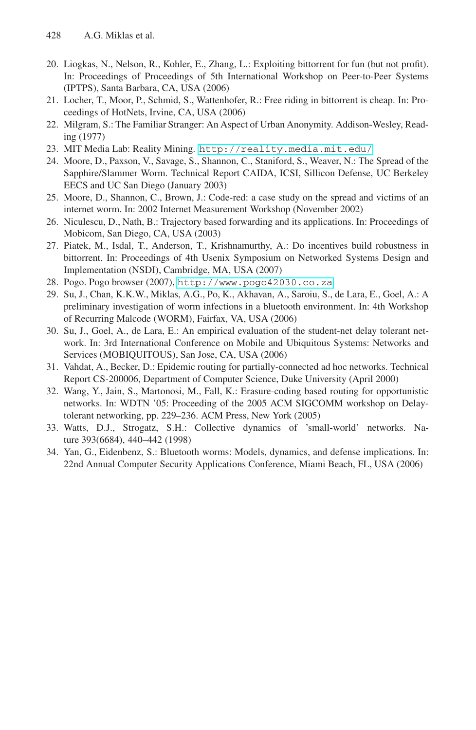20. Liogkas, N., Nelson, R., Kohler, E., Zhang, L.: Exploiting bittorrent for fun (but not profit). In: Proceedings of Proceedings of 5th International Workshop on Peer-to-Peer Systems (IPTPS), Santa Barbara, CA, USA (2006)
21. Locher, T., Moor, P., Schmid, S., Wattenhofer, R.: Free riding in bittorrent is cheap. In: Proceedings of HotNets, Irvine, CA, USA (2006)
22. Milgram, S.: The Familiar Stranger: An Aspect of Urban Anonymity. Addison-Wesley, Reading (1977)
23. MIT Media Lab: Reality Mining. http://reality.media.mit.edu/
24. Moore, D., Paxson, V., Savage, S., Shannon, C., Staniford, S., Weaver, N.: The Spread of the Sapphire/Slammer Worm. Technical Report CAIDA, ICSI, Sillicon Defense, UC Berkeley EECS and UC San Diego (January 2003)
25. Moore, D., Shannon, C., Brown, J.: Code-red: a case study on the spread and victims of an internet worm. In: 2002 Internet Measurement Workshop (November 2002)
26. Niculescu, D., Nath, B.: Trajectory based forwarding and its applications. In: Proceedings of Mobicom, San Diego, CA, USA (2003)
27. Piatek, M., Isdal, T., Anderson, T., Krishnamurthy, A.: Do incentives build robustness in bittorrent. In: Proceedings of 4th Usenix Symposium on Networked Systems Design and Implementation (NSDI), Cambridge, MA, USA (2007)
28. Pogo. Pogo browser (2007), http://www.pogo42030.co.za
29. Su, J., Chan, K.K.W., Miklas, A.G., Po, K., Akhavan, A., Saroiu, S., de Lara, E., Goel, A.: A preliminary investigation of worm infections in a bluetooth environment. In: 4th Workshop of Recurring Malcode (WORM), Fairfax, VA, USA (2006)
30. Su, J., Goel, A., de Lara, E.: An empirical evaluation of the student-net delay tolerant network. In: 3rd International Conference on Mobile and Ubiquitous Systems: Networks and Services (MOBIQUITOUS), San Jose, CA, USA (2006)
31. Vahdat, A., Becker, D.: Epidemic routing for partially-connected ad hoc networks. Technical Report CS-200006, Department of Computer Science, Duke University (April 2000)
32. Wang, Y., Jain, S., Martonosi, M., Fall, K.: Erasure-coding based routing for opportunistic networks. In: WDTN '05: Proceeding of the 2005 ACM SIGCOMM workshop on Delay-tolerant networking, pp. 229–236. ACM Press, New York (2005)
33. Watts, D.J., Strogatz, S.H.: Collective dynamics of 'small-world' networks. Nature 393(6684), 440–442 (1998)
34. Yan, G., Eidenbenz, S.: Bluetooth worms: Models, dynamics, and defense implications. In: 22nd Annual Computer Security Applications Conference, Miami Beach, FL, USA (2006)